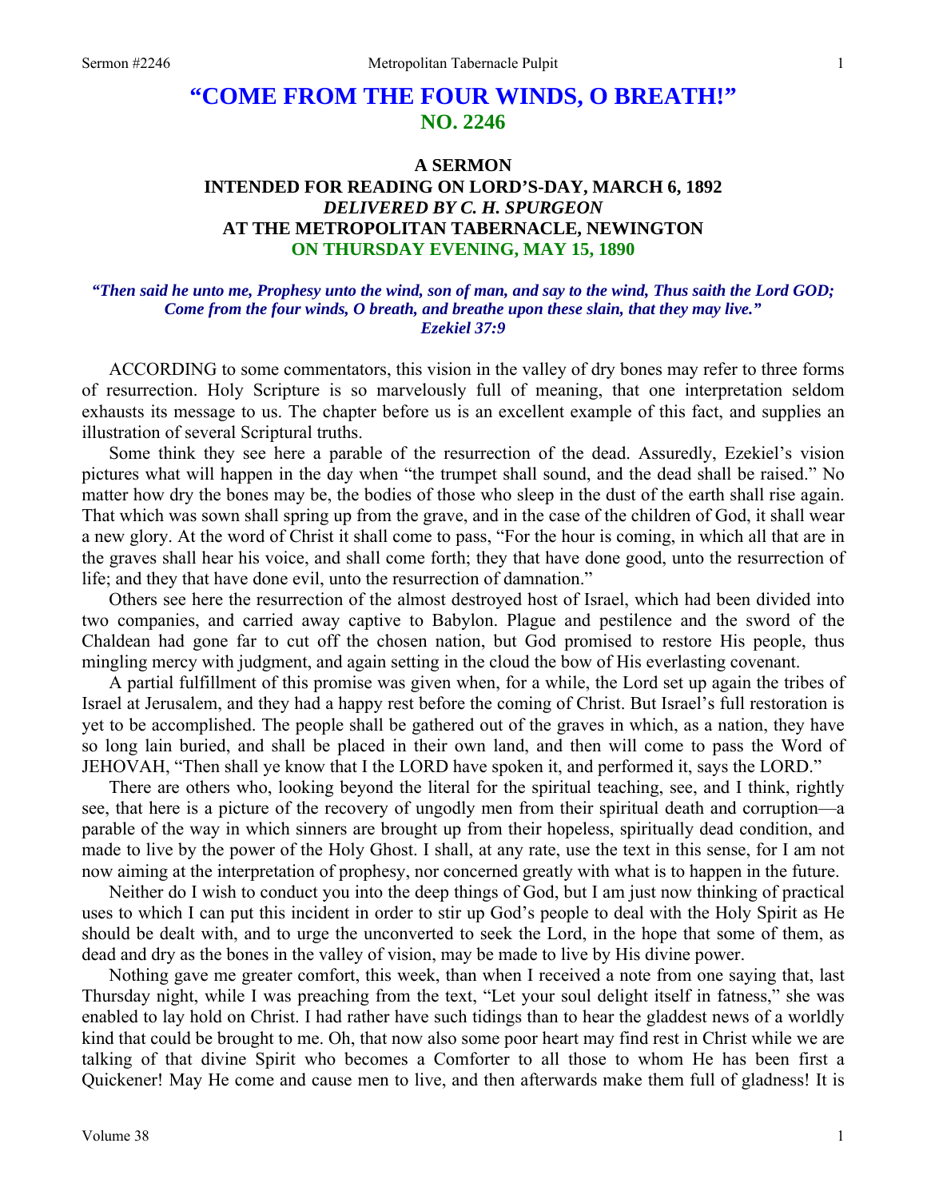# "COME FROM THE FOUR WINDS, O BREATH!"
## NO. 2246

### A SERMON
### INTENDED FOR READING ON LORD'S-DAY, MARCH 6, 1892
### *DELIVERED BY C. H. SPURGEON*
### AT THE METROPOLITAN TABERNACLE, NEWINGTON
### ON THURSDAY EVENING, MAY 15, 1890

***"Then said he unto me, Prophesy unto the wind, son of man, and say to the wind, Thus saith the Lord GOD; Come from the four winds, O breath, and breathe upon these slain, that they may live." Ezekiel 37:9***

ACCORDING to some commentators, this vision in the valley of dry bones may refer to three forms of resurrection. Holy Scripture is so marvelously full of meaning, that one interpretation seldom exhausts its message to us. The chapter before us is an excellent example of this fact, and supplies an illustration of several Scriptural truths.

Some think they see here a parable of the resurrection of the dead. Assuredly, Ezekiel's vision pictures what will happen in the day when "the trumpet shall sound, and the dead shall be raised." No matter how dry the bones may be, the bodies of those who sleep in the dust of the earth shall rise again. That which was sown shall spring up from the grave, and in the case of the children of God, it shall wear a new glory. At the word of Christ it shall come to pass, "For the hour is coming, in which all that are in the graves shall hear his voice, and shall come forth; they that have done good, unto the resurrection of life; and they that have done evil, unto the resurrection of damnation."

Others see here the resurrection of the almost destroyed host of Israel, which had been divided into two companies, and carried away captive to Babylon. Plague and pestilence and the sword of the Chaldean had gone far to cut off the chosen nation, but God promised to restore His people, thus mingling mercy with judgment, and again setting in the cloud the bow of His everlasting covenant.

A partial fulfillment of this promise was given when, for a while, the Lord set up again the tribes of Israel at Jerusalem, and they had a happy rest before the coming of Christ. But Israel's full restoration is yet to be accomplished. The people shall be gathered out of the graves in which, as a nation, they have so long lain buried, and shall be placed in their own land, and then will come to pass the Word of JEHOVAH, "Then shall ye know that I the LORD have spoken it, and performed it, says the LORD."

There are others who, looking beyond the literal for the spiritual teaching, see, and I think, rightly see, that here is a picture of the recovery of ungodly men from their spiritual death and corruption—a parable of the way in which sinners are brought up from their hopeless, spiritually dead condition, and made to live by the power of the Holy Ghost. I shall, at any rate, use the text in this sense, for I am not now aiming at the interpretation of prophesy, nor concerned greatly with what is to happen in the future.

Neither do I wish to conduct you into the deep things of God, but I am just now thinking of practical uses to which I can put this incident in order to stir up God's people to deal with the Holy Spirit as He should be dealt with, and to urge the unconverted to seek the Lord, in the hope that some of them, as dead and dry as the bones in the valley of vision, may be made to live by His divine power.

Nothing gave me greater comfort, this week, than when I received a note from one saying that, last Thursday night, while I was preaching from the text, "Let your soul delight itself in fatness," she was enabled to lay hold on Christ. I had rather have such tidings than to hear the gladdest news of a worldly kind that could be brought to me. Oh, that now also some poor heart may find rest in Christ while we are talking of that divine Spirit who becomes a Comforter to all those to whom He has been first a Quickener! May He come and cause men to live, and then afterwards make them full of gladness! It is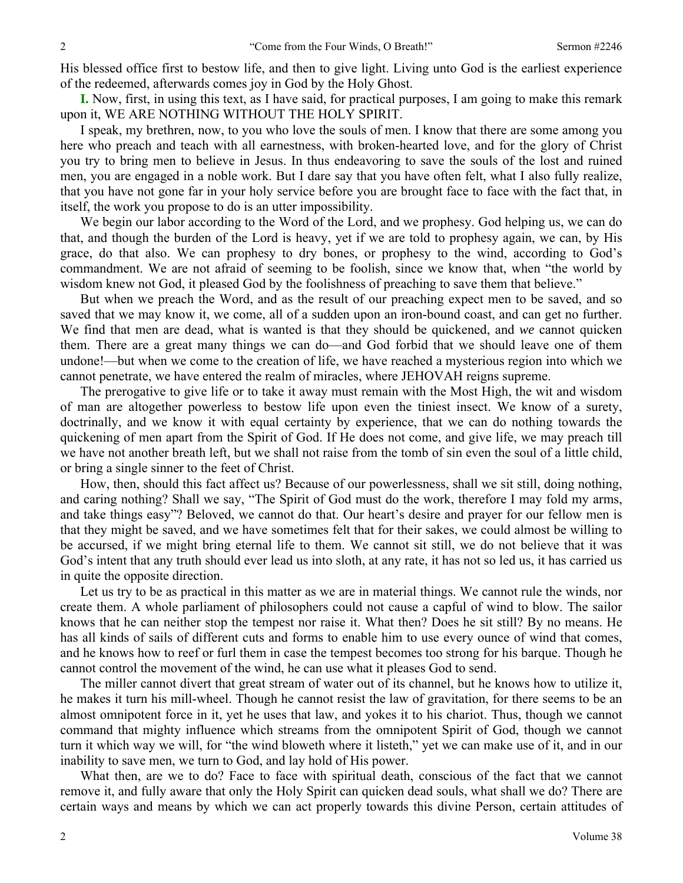His blessed office first to bestow life, and then to give light. Living unto God is the earliest experience of the redeemed, afterwards comes joy in God by the Holy Ghost.

**I.** Now, first, in using this text, as I have said, for practical purposes, I am going to make this remark upon it, WE ARE NOTHING WITHOUT THE HOLY SPIRIT.

I speak, my brethren, now, to you who love the souls of men. I know that there are some among you here who preach and teach with all earnestness, with broken-hearted love, and for the glory of Christ you try to bring men to believe in Jesus. In thus endeavoring to save the souls of the lost and ruined men, you are engaged in a noble work. But I dare say that you have often felt, what I also fully realize, that you have not gone far in your holy service before you are brought face to face with the fact that, in itself, the work you propose to do is an utter impossibility.

We begin our labor according to the Word of the Lord, and we prophesy. God helping us, we can do that, and though the burden of the Lord is heavy, yet if we are told to prophesy again, we can, by His grace, do that also. We can prophesy to dry bones, or prophesy to the wind, according to God's commandment. We are not afraid of seeming to be foolish, since we know that, when "the world by wisdom knew not God, it pleased God by the foolishness of preaching to save them that believe."

But when we preach the Word, and as the result of our preaching expect men to be saved, and so saved that we may know it, we come, all of a sudden upon an iron-bound coast, and can get no further. We find that men are dead, what is wanted is that they should be quickened, and *we* cannot quicken them. There are a great many things we can do—and God forbid that we should leave one of them undone!—but when we come to the creation of life, we have reached a mysterious region into which we cannot penetrate, we have entered the realm of miracles, where JEHOVAH reigns supreme.

The prerogative to give life or to take it away must remain with the Most High, the wit and wisdom of man are altogether powerless to bestow life upon even the tiniest insect. We know of a surety, doctrinally, and we know it with equal certainty by experience, that we can do nothing towards the quickening of men apart from the Spirit of God. If He does not come, and give life, we may preach till we have not another breath left, but we shall not raise from the tomb of sin even the soul of a little child, or bring a single sinner to the feet of Christ.

How, then, should this fact affect us? Because of our powerlessness, shall we sit still, doing nothing, and caring nothing? Shall we say, "The Spirit of God must do the work, therefore I may fold my arms, and take things easy"? Beloved, we cannot do that. Our heart's desire and prayer for our fellow men is that they might be saved, and we have sometimes felt that for their sakes, we could almost be willing to be accursed, if we might bring eternal life to them. We cannot sit still, we do not believe that it was God's intent that any truth should ever lead us into sloth, at any rate, it has not so led us, it has carried us in quite the opposite direction.

Let us try to be as practical in this matter as we are in material things. We cannot rule the winds, nor create them. A whole parliament of philosophers could not cause a capful of wind to blow. The sailor knows that he can neither stop the tempest nor raise it. What then? Does he sit still? By no means. He has all kinds of sails of different cuts and forms to enable him to use every ounce of wind that comes, and he knows how to reef or furl them in case the tempest becomes too strong for his barque. Though he cannot control the movement of the wind, he can use what it pleases God to send.

The miller cannot divert that great stream of water out of its channel, but he knows how to utilize it, he makes it turn his mill-wheel. Though he cannot resist the law of gravitation, for there seems to be an almost omnipotent force in it, yet he uses that law, and yokes it to his chariot. Thus, though we cannot command that mighty influence which streams from the omnipotent Spirit of God, though we cannot turn it which way we will, for "the wind bloweth where it listeth," yet we can make use of it, and in our inability to save men, we turn to God, and lay hold of His power.

What then, are we to do? Face to face with spiritual death, conscious of the fact that we cannot remove it, and fully aware that only the Holy Spirit can quicken dead souls, what shall we do? There are certain ways and means by which we can act properly towards this divine Person, certain attitudes of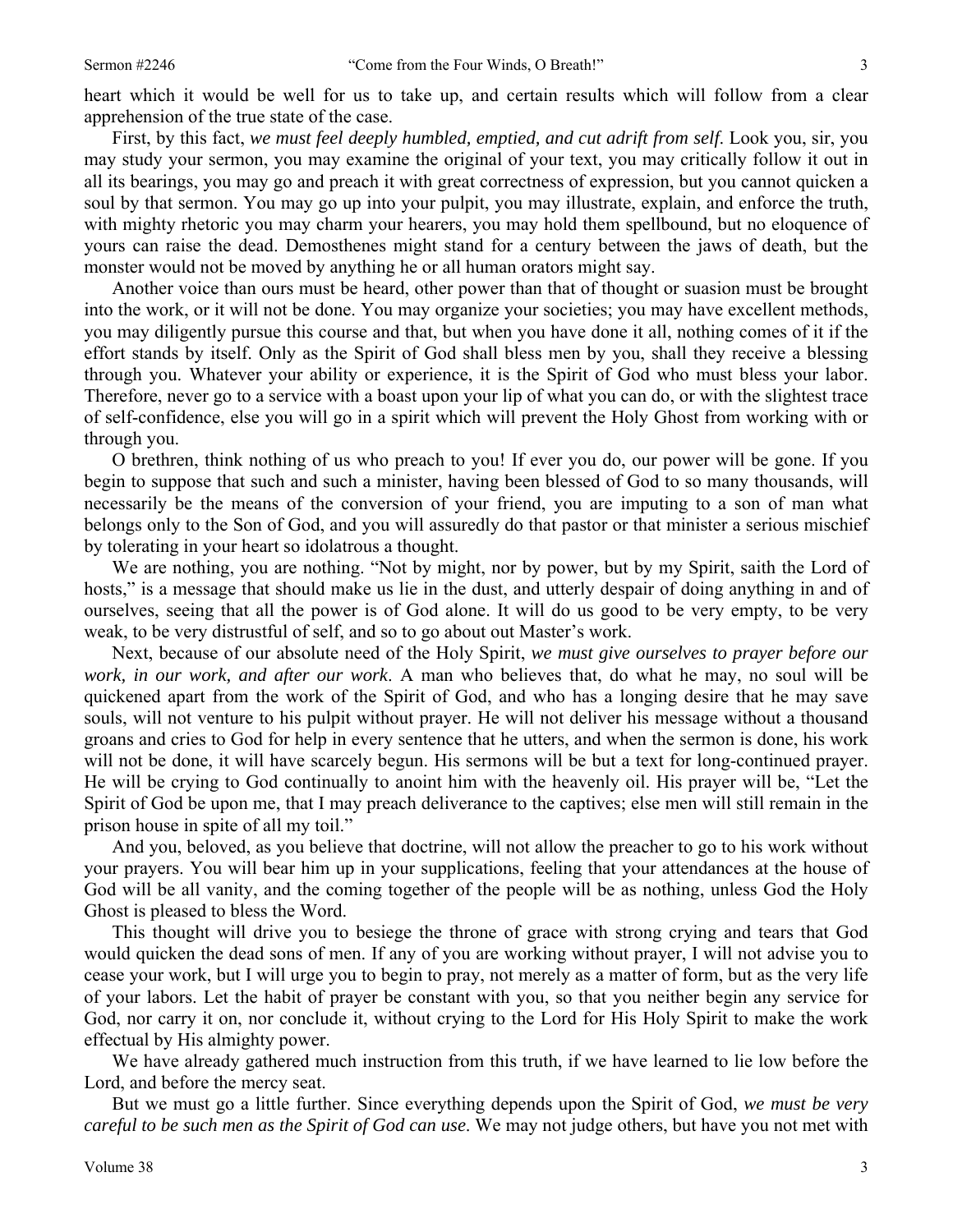heart which it would be well for us to take up, and certain results which will follow from a clear apprehension of the true state of the case.

First, by this fact, *we must feel deeply humbled, emptied, and cut adrift from self*. Look you, sir, you may study your sermon, you may examine the original of your text, you may critically follow it out in all its bearings, you may go and preach it with great correctness of expression, but you cannot quicken a soul by that sermon. You may go up into your pulpit, you may illustrate, explain, and enforce the truth, with mighty rhetoric you may charm your hearers, you may hold them spellbound, but no eloquence of yours can raise the dead. Demosthenes might stand for a century between the jaws of death, but the monster would not be moved by anything he or all human orators might say.

Another voice than ours must be heard, other power than that of thought or suasion must be brought into the work, or it will not be done. You may organize your societies; you may have excellent methods, you may diligently pursue this course and that, but when you have done it all, nothing comes of it if the effort stands by itself. Only as the Spirit of God shall bless men by you, shall they receive a blessing through you. Whatever your ability or experience, it is the Spirit of God who must bless your labor. Therefore, never go to a service with a boast upon your lip of what you can do, or with the slightest trace of self-confidence, else you will go in a spirit which will prevent the Holy Ghost from working with or through you.

O brethren, think nothing of us who preach to you! If ever you do, our power will be gone. If you begin to suppose that such and such a minister, having been blessed of God to so many thousands, will necessarily be the means of the conversion of your friend, you are imputing to a son of man what belongs only to the Son of God, and you will assuredly do that pastor or that minister a serious mischief by tolerating in your heart so idolatrous a thought.

We are nothing, you are nothing. "Not by might, nor by power, but by my Spirit, saith the Lord of hosts," is a message that should make us lie in the dust, and utterly despair of doing anything in and of ourselves, seeing that all the power is of God alone. It will do us good to be very empty, to be very weak, to be very distrustful of self, and so to go about out Master's work.

Next, because of our absolute need of the Holy Spirit, *we must give ourselves to prayer before our work, in our work, and after our work*. A man who believes that, do what he may, no soul will be quickened apart from the work of the Spirit of God, and who has a longing desire that he may save souls, will not venture to his pulpit without prayer. He will not deliver his message without a thousand groans and cries to God for help in every sentence that he utters, and when the sermon is done, his work will not be done, it will have scarcely begun. His sermons will be but a text for long-continued prayer. He will be crying to God continually to anoint him with the heavenly oil. His prayer will be, "Let the Spirit of God be upon me, that I may preach deliverance to the captives; else men will still remain in the prison house in spite of all my toil."

And you, beloved, as you believe that doctrine, will not allow the preacher to go to his work without your prayers. You will bear him up in your supplications, feeling that your attendances at the house of God will be all vanity, and the coming together of the people will be as nothing, unless God the Holy Ghost is pleased to bless the Word.

This thought will drive you to besiege the throne of grace with strong crying and tears that God would quicken the dead sons of men. If any of you are working without prayer, I will not advise you to cease your work, but I will urge you to begin to pray, not merely as a matter of form, but as the very life of your labors. Let the habit of prayer be constant with you, so that you neither begin any service for God, nor carry it on, nor conclude it, without crying to the Lord for His Holy Spirit to make the work effectual by His almighty power.

We have already gathered much instruction from this truth, if we have learned to lie low before the Lord, and before the mercy seat.

But we must go a little further. Since everything depends upon the Spirit of God, *we must be very careful to be such men as the Spirit of God can use*. We may not judge others, but have you not met with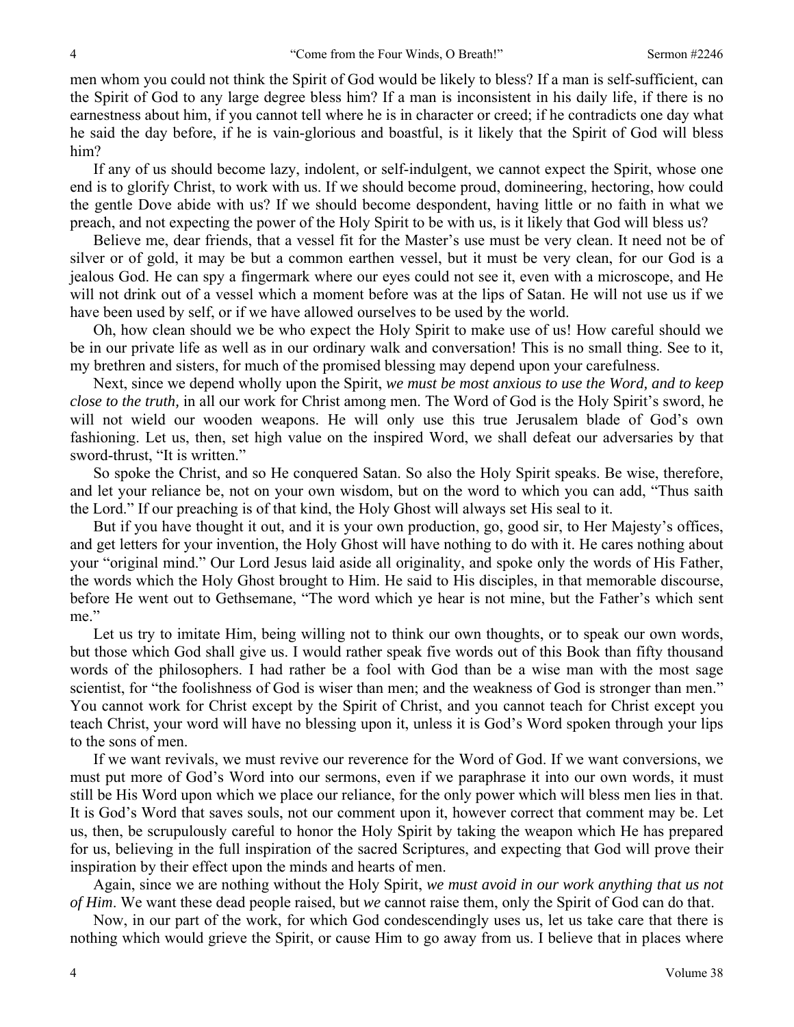men whom you could not think the Spirit of God would be likely to bless? If a man is self-sufficient, can the Spirit of God to any large degree bless him? If a man is inconsistent in his daily life, if there is no earnestness about him, if you cannot tell where he is in character or creed; if he contradicts one day what he said the day before, if he is vain-glorious and boastful, is it likely that the Spirit of God will bless him?

If any of us should become lazy, indolent, or self-indulgent, we cannot expect the Spirit, whose one end is to glorify Christ, to work with us. If we should become proud, domineering, hectoring, how could the gentle Dove abide with us? If we should become despondent, having little or no faith in what we preach, and not expecting the power of the Holy Spirit to be with us, is it likely that God will bless us?

Believe me, dear friends, that a vessel fit for the Master's use must be very clean. It need not be of silver or of gold, it may be but a common earthen vessel, but it must be very clean, for our God is a jealous God. He can spy a fingermark where our eyes could not see it, even with a microscope, and He will not drink out of a vessel which a moment before was at the lips of Satan. He will not use us if we have been used by self, or if we have allowed ourselves to be used by the world.

Oh, how clean should we be who expect the Holy Spirit to make use of us! How careful should we be in our private life as well as in our ordinary walk and conversation! This is no small thing. See to it, my brethren and sisters, for much of the promised blessing may depend upon your carefulness.

Next, since we depend wholly upon the Spirit, *we must be most anxious to use the Word, and to keep close to the truth,* in all our work for Christ among men. The Word of God is the Holy Spirit's sword, he will not wield our wooden weapons. He will only use this true Jerusalem blade of God's own fashioning. Let us, then, set high value on the inspired Word, we shall defeat our adversaries by that sword-thrust, "It is written."

So spoke the Christ, and so He conquered Satan. So also the Holy Spirit speaks. Be wise, therefore, and let your reliance be, not on your own wisdom, but on the word to which you can add, "Thus saith the Lord." If our preaching is of that kind, the Holy Ghost will always set His seal to it.

But if you have thought it out, and it is your own production, go, good sir, to Her Majesty's offices, and get letters for your invention, the Holy Ghost will have nothing to do with it. He cares nothing about your "original mind." Our Lord Jesus laid aside all originality, and spoke only the words of His Father, the words which the Holy Ghost brought to Him. He said to His disciples, in that memorable discourse, before He went out to Gethsemane, "The word which ye hear is not mine, but the Father's which sent me."

Let us try to imitate Him, being willing not to think our own thoughts, or to speak our own words, but those which God shall give us. I would rather speak five words out of this Book than fifty thousand words of the philosophers. I had rather be a fool with God than be a wise man with the most sage scientist, for "the foolishness of God is wiser than men; and the weakness of God is stronger than men." You cannot work for Christ except by the Spirit of Christ, and you cannot teach for Christ except you teach Christ, your word will have no blessing upon it, unless it is God's Word spoken through your lips to the sons of men.

If we want revivals, we must revive our reverence for the Word of God. If we want conversions, we must put more of God's Word into our sermons, even if we paraphrase it into our own words, it must still be His Word upon which we place our reliance, for the only power which will bless men lies in that. It is God's Word that saves souls, not our comment upon it, however correct that comment may be. Let us, then, be scrupulously careful to honor the Holy Spirit by taking the weapon which He has prepared for us, believing in the full inspiration of the sacred Scriptures, and expecting that God will prove their inspiration by their effect upon the minds and hearts of men.

Again, since we are nothing without the Holy Spirit, *we must avoid in our work anything that us not of Him*. We want these dead people raised, but *we* cannot raise them, only the Spirit of God can do that.

Now, in our part of the work, for which God condescendingly uses us, let us take care that there is nothing which would grieve the Spirit, or cause Him to go away from us. I believe that in places where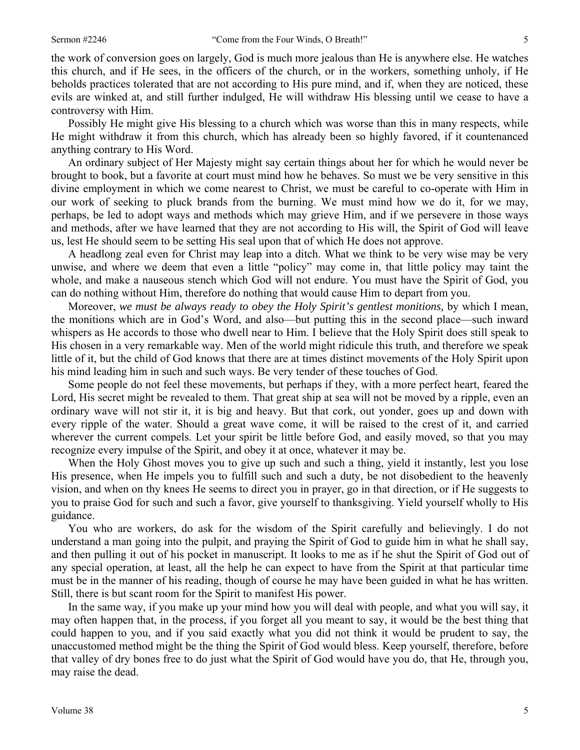the work of conversion goes on largely, God is much more jealous than He is anywhere else. He watches this church, and if He sees, in the officers of the church, or in the workers, something unholy, if He beholds practices tolerated that are not according to His pure mind, and if, when they are noticed, these evils are winked at, and still further indulged, He will withdraw His blessing until we cease to have a controversy with Him.

Possibly He might give His blessing to a church which was worse than this in many respects, while He might withdraw it from this church, which has already been so highly favored, if it countenanced anything contrary to His Word.

An ordinary subject of Her Majesty might say certain things about her for which he would never be brought to book, but a favorite at court must mind how he behaves. So must we be very sensitive in this divine employment in which we come nearest to Christ, we must be careful to co-operate with Him in our work of seeking to pluck brands from the burning. We must mind how we do it, for we may, perhaps, be led to adopt ways and methods which may grieve Him, and if we persevere in those ways and methods, after we have learned that they are not according to His will, the Spirit of God will leave us, lest He should seem to be setting His seal upon that of which He does not approve.

A headlong zeal even for Christ may leap into a ditch. What we think to be very wise may be very unwise, and where we deem that even a little "policy" may come in, that little policy may taint the whole, and make a nauseous stench which God will not endure. You must have the Spirit of God, you can do nothing without Him, therefore do nothing that would cause Him to depart from you.

Moreover, *we must be always ready to obey the Holy Spirit's gentlest monitions,* by which I mean, the monitions which are in God's Word, and also—but putting this in the second place—such inward whispers as He accords to those who dwell near to Him. I believe that the Holy Spirit does still speak to His chosen in a very remarkable way. Men of the world might ridicule this truth, and therefore we speak little of it, but the child of God knows that there are at times distinct movements of the Holy Spirit upon his mind leading him in such and such ways. Be very tender of these touches of God.

Some people do not feel these movements, but perhaps if they, with a more perfect heart, feared the Lord, His secret might be revealed to them. That great ship at sea will not be moved by a ripple, even an ordinary wave will not stir it, it is big and heavy. But that cork, out yonder, goes up and down with every ripple of the water. Should a great wave come, it will be raised to the crest of it, and carried wherever the current compels. Let your spirit be little before God, and easily moved, so that you may recognize every impulse of the Spirit, and obey it at once, whatever it may be.

When the Holy Ghost moves you to give up such and such a thing, yield it instantly, lest you lose His presence, when He impels you to fulfill such and such a duty, be not disobedient to the heavenly vision, and when on thy knees He seems to direct you in prayer, go in that direction, or if He suggests to you to praise God for such and such a favor, give yourself to thanksgiving. Yield yourself wholly to His guidance.

You who are workers, do ask for the wisdom of the Spirit carefully and believingly. I do not understand a man going into the pulpit, and praying the Spirit of God to guide him in what he shall say, and then pulling it out of his pocket in manuscript. It looks to me as if he shut the Spirit of God out of any special operation, at least, all the help he can expect to have from the Spirit at that particular time must be in the manner of his reading, though of course he may have been guided in what he has written. Still, there is but scant room for the Spirit to manifest His power.

In the same way, if you make up your mind how you will deal with people, and what you will say, it may often happen that, in the process, if you forget all you meant to say, it would be the best thing that could happen to you, and if you said exactly what you did not think it would be prudent to say, the unaccustomed method might be the thing the Spirit of God would bless. Keep yourself, therefore, before that valley of dry bones free to do just what the Spirit of God would have you do, that He, through you, may raise the dead.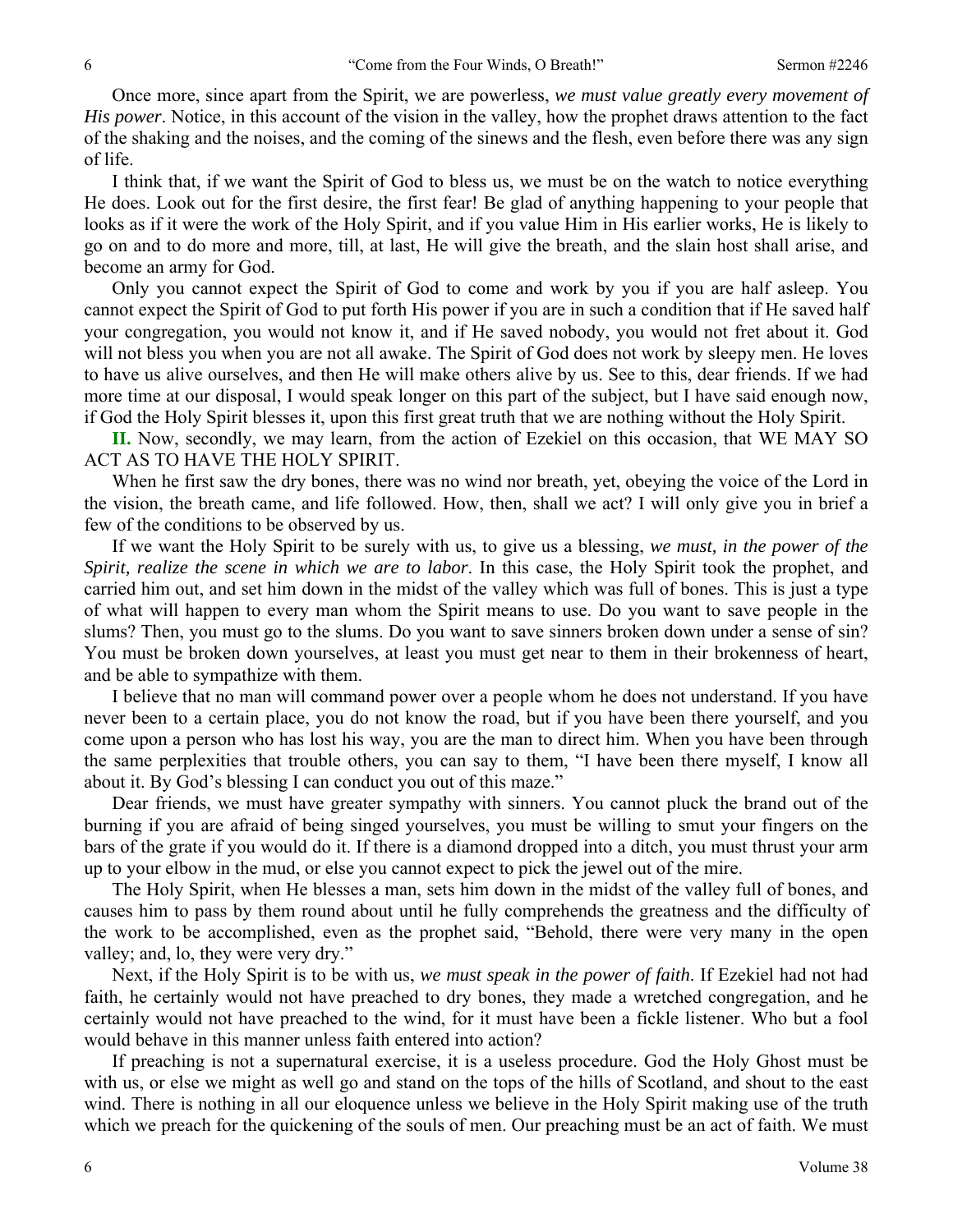Once more, since apart from the Spirit, we are powerless, *we must value greatly every movement of His power*. Notice, in this account of the vision in the valley, how the prophet draws attention to the fact of the shaking and the noises, and the coming of the sinews and the flesh, even before there was any sign of life.

I think that, if we want the Spirit of God to bless us, we must be on the watch to notice everything He does. Look out for the first desire, the first fear! Be glad of anything happening to your people that looks as if it were the work of the Holy Spirit, and if you value Him in His earlier works, He is likely to go on and to do more and more, till, at last, He will give the breath, and the slain host shall arise, and become an army for God.

Only you cannot expect the Spirit of God to come and work by you if you are half asleep. You cannot expect the Spirit of God to put forth His power if you are in such a condition that if He saved half your congregation, you would not know it, and if He saved nobody, you would not fret about it. God will not bless you when you are not all awake. The Spirit of God does not work by sleepy men. He loves to have us alive ourselves, and then He will make others alive by us. See to this, dear friends. If we had more time at our disposal, I would speak longer on this part of the subject, but I have said enough now, if God the Holy Spirit blesses it, upon this first great truth that we are nothing without the Holy Spirit.

**II.** Now, secondly, we may learn, from the action of Ezekiel on this occasion, that WE MAY SO ACT AS TO HAVE THE HOLY SPIRIT.

When he first saw the dry bones, there was no wind nor breath, yet, obeying the voice of the Lord in the vision, the breath came, and life followed. How, then, shall we act? I will only give you in brief a few of the conditions to be observed by us.

If we want the Holy Spirit to be surely with us, to give us a blessing, *we must, in the power of the Spirit, realize the scene in which we are to labor*. In this case, the Holy Spirit took the prophet, and carried him out, and set him down in the midst of the valley which was full of bones. This is just a type of what will happen to every man whom the Spirit means to use. Do you want to save people in the slums? Then, you must go to the slums. Do you want to save sinners broken down under a sense of sin? You must be broken down yourselves, at least you must get near to them in their brokenness of heart, and be able to sympathize with them.

I believe that no man will command power over a people whom he does not understand. If you have never been to a certain place, you do not know the road, but if you have been there yourself, and you come upon a person who has lost his way, you are the man to direct him. When you have been through the same perplexities that trouble others, you can say to them, "I have been there myself, I know all about it. By God's blessing I can conduct you out of this maze."

Dear friends, we must have greater sympathy with sinners. You cannot pluck the brand out of the burning if you are afraid of being singed yourselves, you must be willing to smut your fingers on the bars of the grate if you would do it. If there is a diamond dropped into a ditch, you must thrust your arm up to your elbow in the mud, or else you cannot expect to pick the jewel out of the mire.

The Holy Spirit, when He blesses a man, sets him down in the midst of the valley full of bones, and causes him to pass by them round about until he fully comprehends the greatness and the difficulty of the work to be accomplished, even as the prophet said, "Behold, there were very many in the open valley; and, lo, they were very dry."

Next, if the Holy Spirit is to be with us, *we must speak in the power of faith*. If Ezekiel had not had faith, he certainly would not have preached to dry bones, they made a wretched congregation, and he certainly would not have preached to the wind, for it must have been a fickle listener. Who but a fool would behave in this manner unless faith entered into action?

If preaching is not a supernatural exercise, it is a useless procedure. God the Holy Ghost must be with us, or else we might as well go and stand on the tops of the hills of Scotland, and shout to the east wind. There is nothing in all our eloquence unless we believe in the Holy Spirit making use of the truth which we preach for the quickening of the souls of men. Our preaching must be an act of faith. We must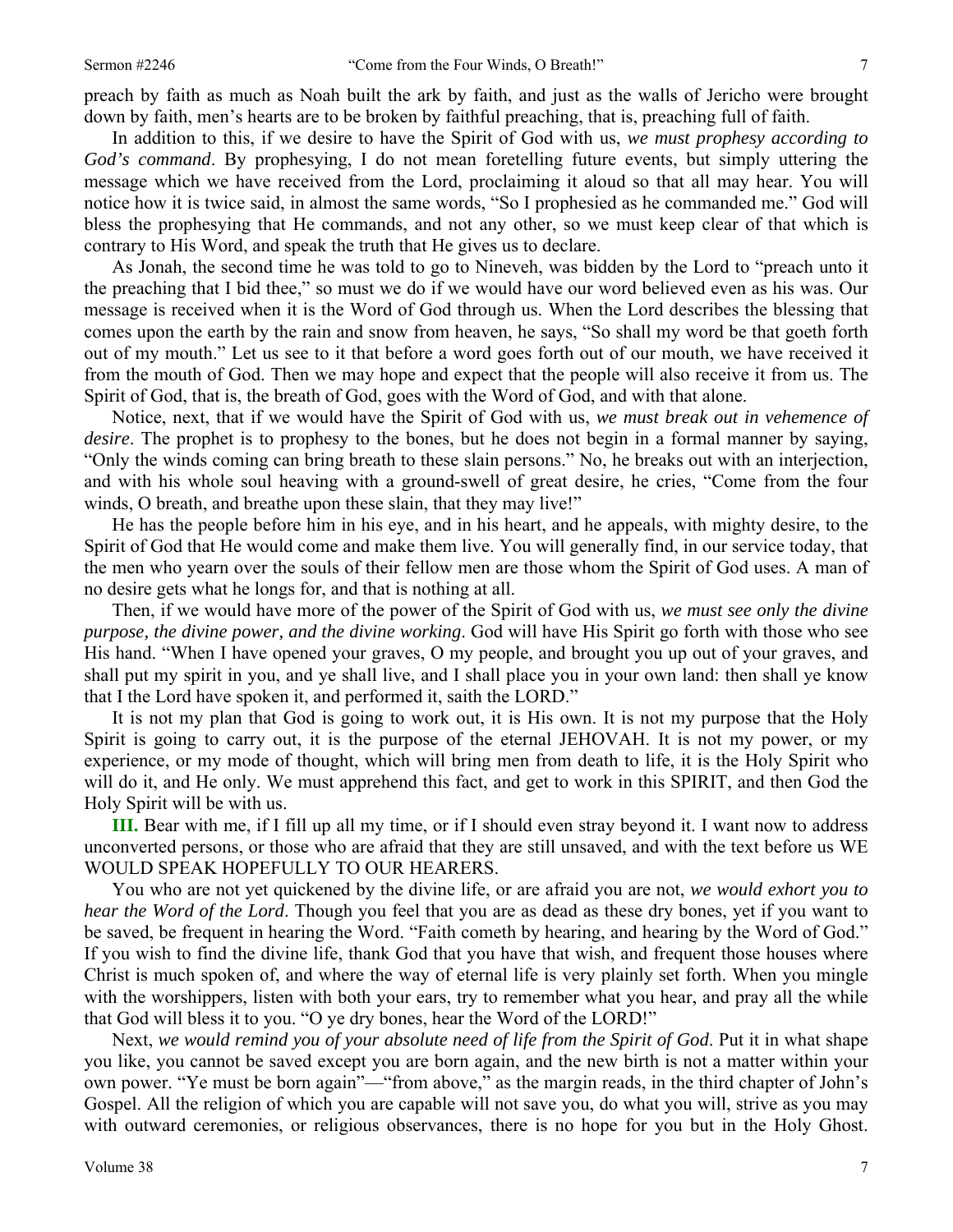preach by faith as much as Noah built the ark by faith, and just as the walls of Jericho were brought down by faith, men's hearts are to be broken by faithful preaching, that is, preaching full of faith.

In addition to this, if we desire to have the Spirit of God with us, *we must prophesy according to God's command*. By prophesying, I do not mean foretelling future events, but simply uttering the message which we have received from the Lord, proclaiming it aloud so that all may hear. You will notice how it is twice said, in almost the same words, "So I prophesied as he commanded me." God will bless the prophesying that He commands, and not any other, so we must keep clear of that which is contrary to His Word, and speak the truth that He gives us to declare.

As Jonah, the second time he was told to go to Nineveh, was bidden by the Lord to "preach unto it the preaching that I bid thee," so must we do if we would have our word believed even as his was. Our message is received when it is the Word of God through us. When the Lord describes the blessing that comes upon the earth by the rain and snow from heaven, he says, "So shall my word be that goeth forth out of my mouth." Let us see to it that before a word goes forth out of our mouth, we have received it from the mouth of God. Then we may hope and expect that the people will also receive it from us. The Spirit of God, that is, the breath of God, goes with the Word of God, and with that alone.

Notice, next, that if we would have the Spirit of God with us, *we must break out in vehemence of desire*. The prophet is to prophesy to the bones, but he does not begin in a formal manner by saying, "Only the winds coming can bring breath to these slain persons." No, he breaks out with an interjection, and with his whole soul heaving with a ground-swell of great desire, he cries, "Come from the four winds, O breath, and breathe upon these slain, that they may live!"

He has the people before him in his eye, and in his heart, and he appeals, with mighty desire, to the Spirit of God that He would come and make them live. You will generally find, in our service today, that the men who yearn over the souls of their fellow men are those whom the Spirit of God uses. A man of no desire gets what he longs for, and that is nothing at all.

Then, if we would have more of the power of the Spirit of God with us, *we must see only the divine purpose, the divine power, and the divine working*. God will have His Spirit go forth with those who see His hand. "When I have opened your graves, O my people, and brought you up out of your graves, and shall put my spirit in you, and ye shall live, and I shall place you in your own land: then shall ye know that I the Lord have spoken it, and performed it, saith the LORD."

It is not my plan that God is going to work out, it is His own. It is not my purpose that the Holy Spirit is going to carry out, it is the purpose of the eternal JEHOVAH. It is not my power, or my experience, or my mode of thought, which will bring men from death to life, it is the Holy Spirit who will do it, and He only. We must apprehend this fact, and get to work in this SPIRIT, and then God the Holy Spirit will be with us.

**III.** Bear with me, if I fill up all my time, or if I should even stray beyond it. I want now to address unconverted persons, or those who are afraid that they are still unsaved, and with the text before us WE WOULD SPEAK HOPEFULLY TO OUR HEARERS.

You who are not yet quickened by the divine life, or are afraid you are not, *we would exhort you to hear the Word of the Lord*. Though you feel that you are as dead as these dry bones, yet if you want to be saved, be frequent in hearing the Word. "Faith cometh by hearing, and hearing by the Word of God." If you wish to find the divine life, thank God that you have that wish, and frequent those houses where Christ is much spoken of, and where the way of eternal life is very plainly set forth. When you mingle with the worshippers, listen with both your ears, try to remember what you hear, and pray all the while that God will bless it to you. "O ye dry bones, hear the Word of the LORD!"

Next, *we would remind you of your absolute need of life from the Spirit of God*. Put it in what shape you like, you cannot be saved except you are born again, and the new birth is not a matter within your own power. "Ye must be born again"—"from above," as the margin reads, in the third chapter of John's Gospel. All the religion of which you are capable will not save you, do what you will, strive as you may with outward ceremonies, or religious observances, there is no hope for you but in the Holy Ghost.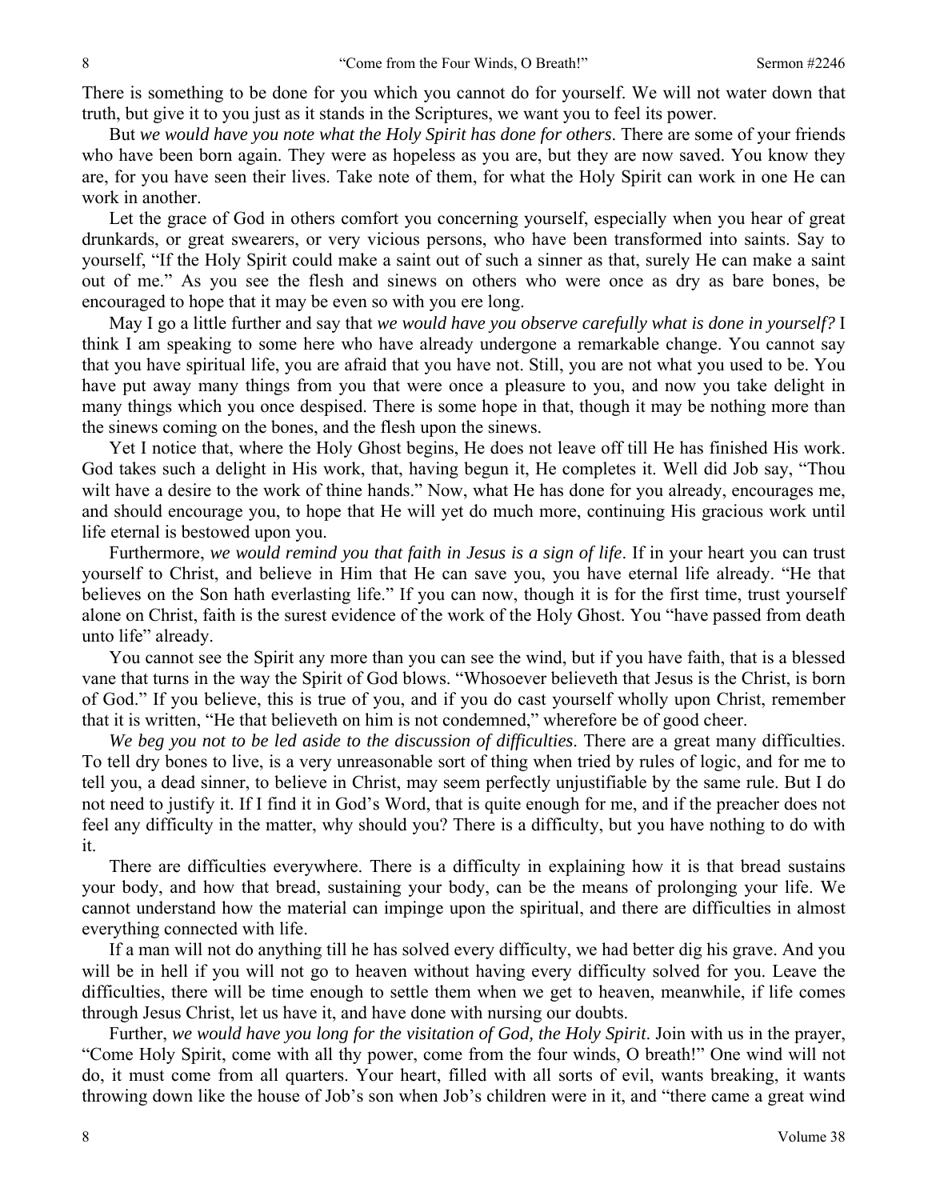There is something to be done for you which you cannot do for yourself. We will not water down that truth, but give it to you just as it stands in the Scriptures, we want you to feel its power.

But *we would have you note what the Holy Spirit has done for others*. There are some of your friends who have been born again. They were as hopeless as you are, but they are now saved. You know they are, for you have seen their lives. Take note of them, for what the Holy Spirit can work in one He can work in another.

Let the grace of God in others comfort you concerning yourself, especially when you hear of great drunkards, or great swearers, or very vicious persons, who have been transformed into saints. Say to yourself, "If the Holy Spirit could make a saint out of such a sinner as that, surely He can make a saint out of me." As you see the flesh and sinews on others who were once as dry as bare bones, be encouraged to hope that it may be even so with you ere long.

May I go a little further and say that *we would have you observe carefully what is done in yourself?* I think I am speaking to some here who have already undergone a remarkable change. You cannot say that you have spiritual life, you are afraid that you have not. Still, you are not what you used to be. You have put away many things from you that were once a pleasure to you, and now you take delight in many things which you once despised. There is some hope in that, though it may be nothing more than the sinews coming on the bones, and the flesh upon the sinews.

Yet I notice that, where the Holy Ghost begins, He does not leave off till He has finished His work. God takes such a delight in His work, that, having begun it, He completes it. Well did Job say, "Thou wilt have a desire to the work of thine hands." Now, what He has done for you already, encourages me, and should encourage you, to hope that He will yet do much more, continuing His gracious work until life eternal is bestowed upon you.

Furthermore, *we would remind you that faith in Jesus is a sign of life*. If in your heart you can trust yourself to Christ, and believe in Him that He can save you, you have eternal life already. "He that believes on the Son hath everlasting life." If you can now, though it is for the first time, trust yourself alone on Christ, faith is the surest evidence of the work of the Holy Ghost. You "have passed from death unto life" already.

You cannot see the Spirit any more than you can see the wind, but if you have faith, that is a blessed vane that turns in the way the Spirit of God blows. "Whosoever believeth that Jesus is the Christ, is born of God." If you believe, this is true of you, and if you do cast yourself wholly upon Christ, remember that it is written, "He that believeth on him is not condemned," wherefore be of good cheer.

*We beg you not to be led aside to the discussion of difficulties*. There are a great many difficulties. To tell dry bones to live, is a very unreasonable sort of thing when tried by rules of logic, and for me to tell you, a dead sinner, to believe in Christ, may seem perfectly unjustifiable by the same rule. But I do not need to justify it. If I find it in God's Word, that is quite enough for me, and if the preacher does not feel any difficulty in the matter, why should you? There is a difficulty, but you have nothing to do with it.

There are difficulties everywhere. There is a difficulty in explaining how it is that bread sustains your body, and how that bread, sustaining your body, can be the means of prolonging your life. We cannot understand how the material can impinge upon the spiritual, and there are difficulties in almost everything connected with life.

If a man will not do anything till he has solved every difficulty, we had better dig his grave. And you will be in hell if you will not go to heaven without having every difficulty solved for you. Leave the difficulties, there will be time enough to settle them when we get to heaven, meanwhile, if life comes through Jesus Christ, let us have it, and have done with nursing our doubts.

Further, *we would have you long for the visitation of God, the Holy Spirit*. Join with us in the prayer, "Come Holy Spirit, come with all thy power, come from the four winds, O breath!" One wind will not do, it must come from all quarters. Your heart, filled with all sorts of evil, wants breaking, it wants throwing down like the house of Job's son when Job's children were in it, and "there came a great wind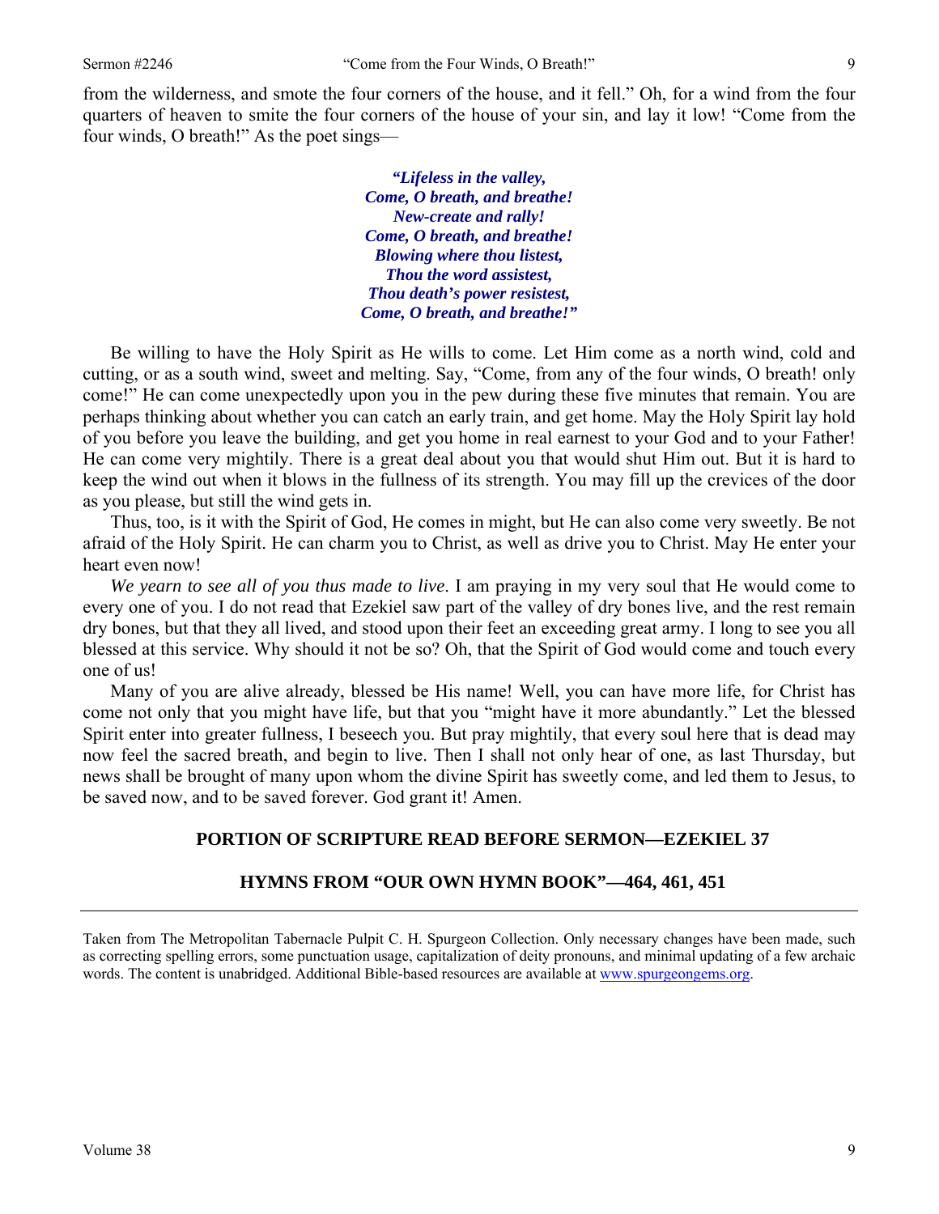from the wilderness, and smote the four corners of the house, and it fell." Oh, for a wind from the four quarters of heaven to smite the four corners of the house of your sin, and lay it low! "Come from the four winds, O breath!" As the poet sings—

> ***"Lifeless in the valley,***
> ***Come, O breath, and breathe!***
> ***New-create and rally!***
> ***Come, O breath, and breathe!***
> ***Blowing where thou listest,***
> ***Thou the word assistest,***
> ***Thou death's power resistest,***
> ***Come, O breath, and breathe!"***

Be willing to have the Holy Spirit as He wills to come. Let Him come as a north wind, cold and cutting, or as a south wind, sweet and melting. Say, "Come, from any of the four winds, O breath! only come!" He can come unexpectedly upon you in the pew during these five minutes that remain. You are perhaps thinking about whether you can catch an early train, and get home. May the Holy Spirit lay hold of you before you leave the building, and get you home in real earnest to your God and to your Father! He can come very mightily. There is a great deal about you that would shut Him out. But it is hard to keep the wind out when it blows in the fullness of its strength. You may fill up the crevices of the door as you please, but still the wind gets in.

Thus, too, is it with the Spirit of God, He comes in might, but He can also come very sweetly. Be not afraid of the Holy Spirit. He can charm you to Christ, as well as drive you to Christ. May He enter your heart even now!

*We yearn to see all of you thus made to live*. I am praying in my very soul that He would come to every one of you. I do not read that Ezekiel saw part of the valley of dry bones live, and the rest remain dry bones, but that they all lived, and stood upon their feet an exceeding great army. I long to see you all blessed at this service. Why should it not be so? Oh, that the Spirit of God would come and touch every one of us!

Many of you are alive already, blessed be His name! Well, you can have more life, for Christ has come not only that you might have life, but that you "might have it more abundantly." Let the blessed Spirit enter into greater fullness, I beseech you. But pray mightily, that every soul here that is dead may now feel the sacred breath, and begin to live. Then I shall not only hear of one, as last Thursday, but news shall be brought of many upon whom the divine Spirit has sweetly come, and led them to Jesus, to be saved now, and to be saved forever. God grant it! Amen.

## PORTION OF SCRIPTURE READ BEFORE SERMON—EZEKIEL 37

## HYMNS FROM "OUR OWN HYMN BOOK"—464, 461, 451

---

Taken from The Metropolitan Tabernacle Pulpit C. H. Spurgeon Collection. Only necessary changes have been made, such as correcting spelling errors, some punctuation usage, capitalization of deity pronouns, and minimal updating of a few archaic words. The content is unabridged. Additional Bible-based resources are available at www.spurgeongems.org.